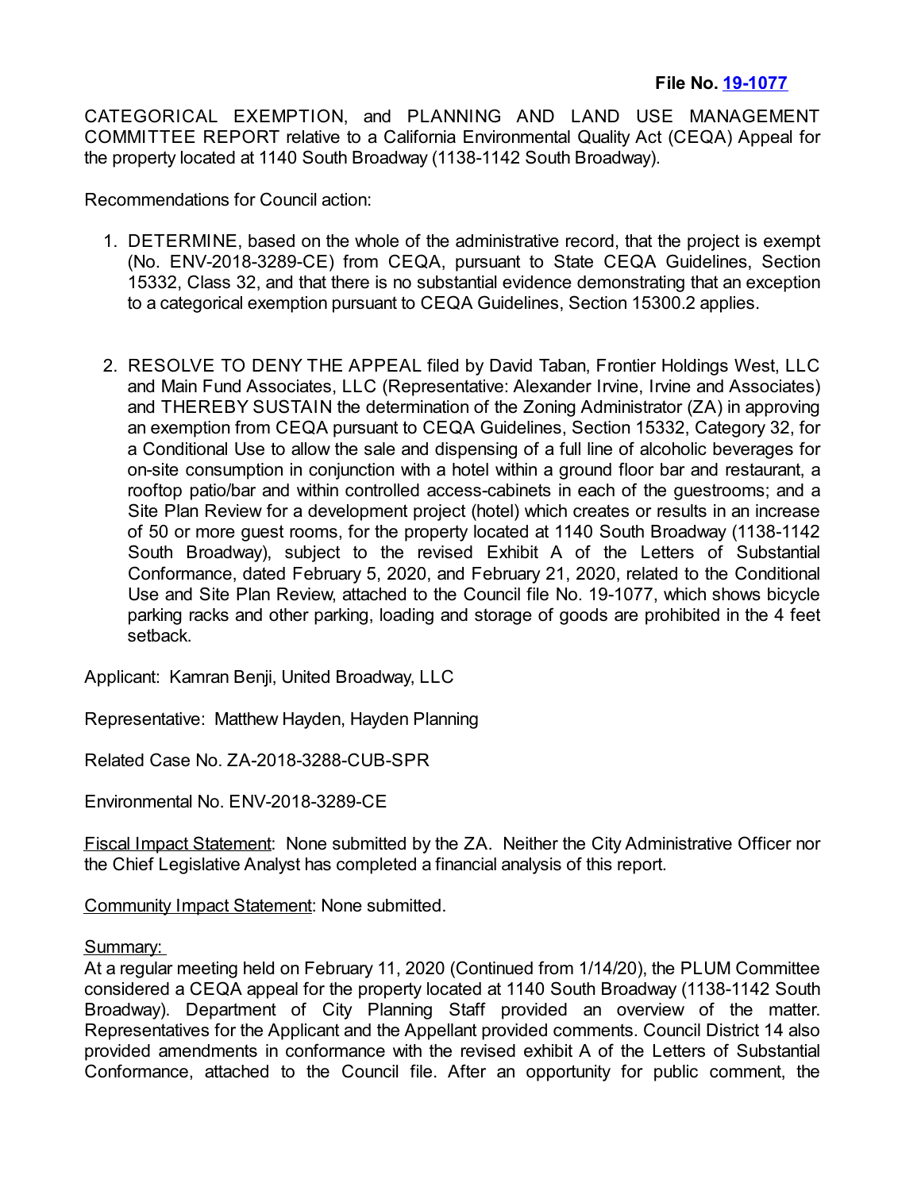**File No. [19-1077]**

CATEGORICAL EXEMPTION, and PLANNING AND LAND USE MANAGEMENT COMMITTEE REPORT relative to a California Environmental Quality Act (CEQA) Appeal for the property located at 1140 South Broadway (1138-1142 South Broadway).

Recommendations for Council action:

1. DETERMINE, based on the whole of the administrative record, that the project is exempt (No. ENV-2018-3289-CE) from CEQA, pursuant to State CEQA Guidelines, Section 15332, Class 32, and that there is no substantial evidence demonstrating that an exception to a categorical exemption pursuant to CEQA Guidelines, Section 15300.2 applies.

2. RESOLVE TO DENY THE APPEAL filed by David Taban, Frontier Holdings West, LLC and Main Fund Associates, LLC (Representative: Alexander Irvine, Irvine and Associates) and THEREBY SUSTAIN the determination of the Zoning Administrator (ZA) in approving an exemption from CEQA pursuant to CEQA Guidelines, Section 15332, Category 32, for a Conditional Use to allow the sale and dispensing of a full line of alcoholic beverages for on-site consumption in conjunction with a hotel within a ground floor bar and restaurant, a rooftop patio/bar and within controlled access-cabinets in each of the guestrooms; and a Site Plan Review for a development project (hotel) which creates or results in an increase of 50 or more guest rooms, for the property located at 1140 South Broadway (1138-1142 South Broadway), subject to the revised Exhibit A of the Letters of Substantial Conformance, dated February 5, 2020, and February 21, 2020, related to the Conditional Use and Site Plan Review, attached to the Council file No. 19-1077, which shows bicycle parking racks and other parking, loading and storage of goods are prohibited in the 4 feet setback.

Applicant: Kamran Benji, United Broadway, LLC

Representative: Matthew Hayden, Hayden Planning

Related Case No. ZA-2018-3288-CUB-SPR

Environmental No. ENV-2018-3289-CE

Fiscal Impact Statement: None submitted by the ZA. Neither the City Administrative Officer nor the Chief Legislative Analyst has completed a financial analysis of this report.

Community Impact Statement: None submitted.

Summary:

At a regular meeting held on February 11, 2020 (Continued from 1/14/20), the PLUM Committee considered a CEQA appeal for the property located at 1140 South Broadway (1138-1142 South Broadway). Department of City Planning Staff provided an overview of the matter. Representatives for the Applicant and the Appellant provided comments. Council District 14 also provided amendments in conformance with the revised exhibit A of the Letters of Substantial Conformance, attached to the Council file. After an opportunity for public comment, the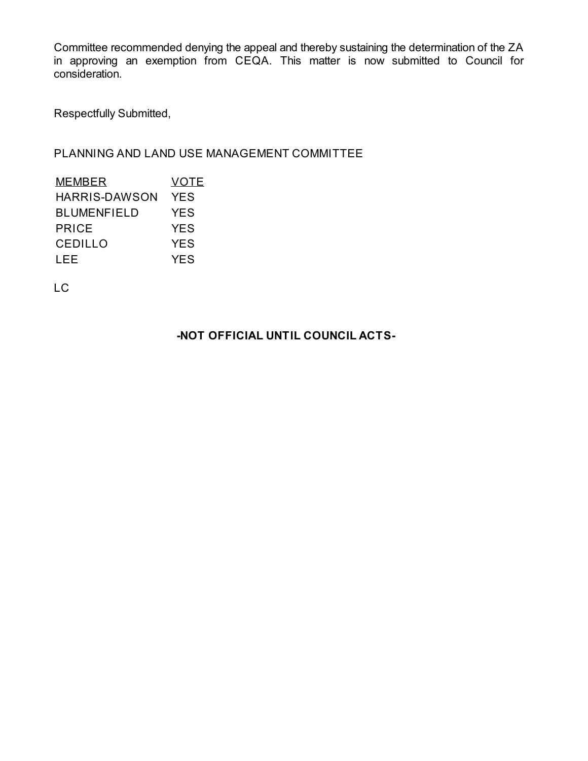Committee recommended denying the appeal and thereby sustaining the determination of the ZA in approving an exemption from CEQA. This matter is now submitted to Council for consideration.

Respectfully Submitted,

PLANNING AND LAND USE MANAGEMENT COMMITTEE

| MEMBER | VOTE |
|---|---|
| HARRIS-DAWSON | YES |
| BLUMENFIELD | YES |
| PRICE | YES |
| CEDILLO | YES |
| LEE | YES |

LC

**-NOT OFFICIAL UNTIL COUNCIL ACTS-**